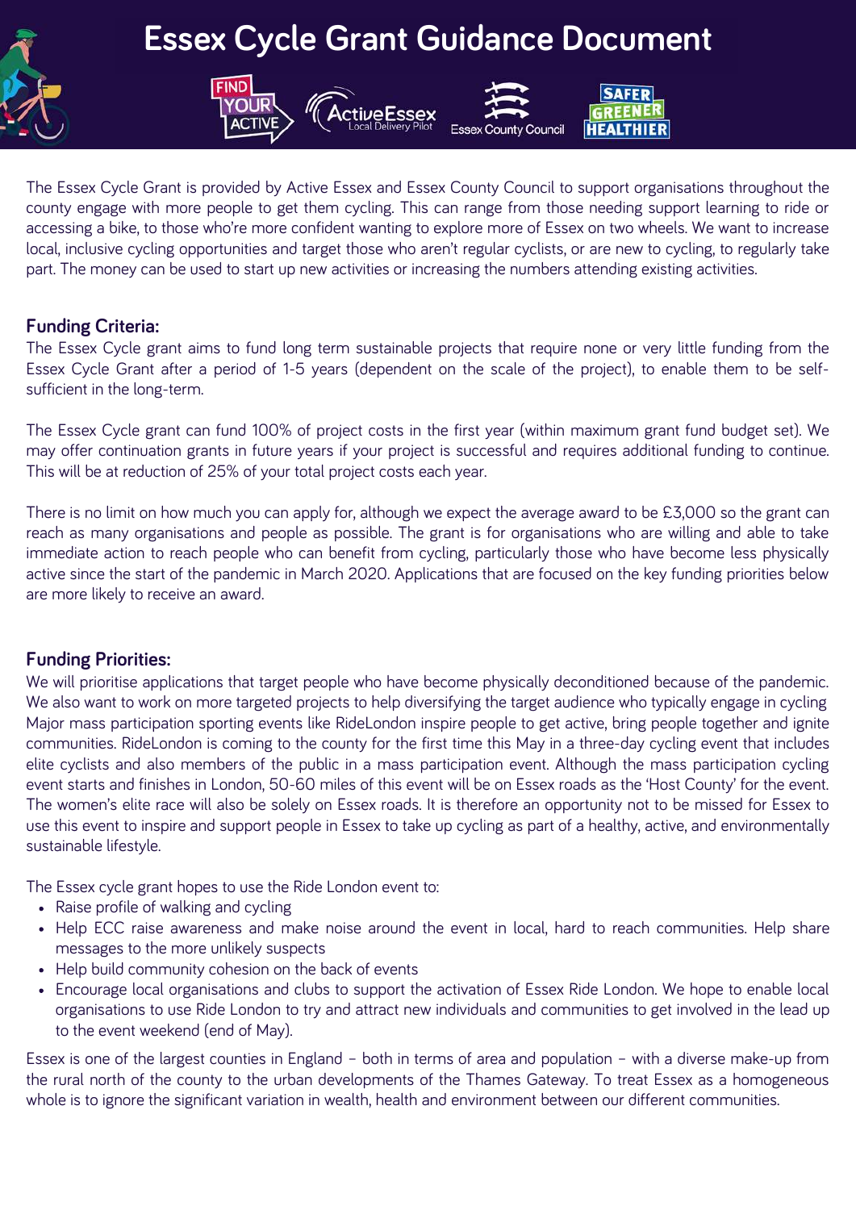# Essex Cycle Grant Guidance Document

The Essex Cycle Grant is provided by Active Essex and Essex County Council to support organisations throughout the county engage with more people to get them cycling. This can range from those needing support learning to ride or accessing a bike, to those who're more confident wanting to explore more of Essex on two wheels. We want to increase local, inclusive cycling opportunities and target those who aren't regular cyclists, or are new to cycling, to regularly take part. The money can be used to start up new activities or increasing the numbers attending existing activities.

## Funding Criteria:

The Essex Cycle grant aims to fund long term sustainable projects that require none or very little funding from the Essex Cycle Grant after a period of 1-5 years (dependent on the scale of the project), to enable them to be self-sufficient in the long-term.

The Essex Cycle grant can fund 100% of project costs in the first year (within maximum grant fund budget set). We may offer continuation grants in future years if your project is successful and requires additional funding to continue. This will be at reduction of 25% of your total project costs each year.

There is no limit on how much you can apply for, although we expect the average award to be £3,000 so the grant can reach as many organisations and people as possible. The grant is for organisations who are willing and able to take immediate action to reach people who can benefit from cycling, particularly those who have become less physically active since the start of the pandemic in March 2020. Applications that are focused on the key funding priorities below are more likely to receive an award.

## Funding Priorities:

We will prioritise applications that target people who have become physically deconditioned because of the pandemic. We also want to work on more targeted projects to help diversifying the target audience who typically engage in cycling Major mass participation sporting events like RideLondon inspire people to get active, bring people together and ignite communities. RideLondon is coming to the county for the first time this May in a three-day cycling event that includes elite cyclists and also members of the public in a mass participation event. Although the mass participation cycling event starts and finishes in London, 50-60 miles of this event will be on Essex roads as the 'Host County' for the event. The women's elite race will also be solely on Essex roads. It is therefore an opportunity not to be missed for Essex to use this event to inspire and support people in Essex to take up cycling as part of a healthy, active, and environmentally sustainable lifestyle.

The Essex cycle grant hopes to use the Ride London event to:

- Raise profile of walking and cycling
- Help ECC raise awareness and make noise around the event in local, hard to reach communities. Help share messages to the more unlikely suspects
- Help build community cohesion on the back of events
- Encourage local organisations and clubs to support the activation of Essex Ride London. We hope to enable local organisations to use Ride London to try and attract new individuals and communities to get involved in the lead up to the event weekend (end of May).

Essex is one of the largest counties in England – both in terms of area and population – with a diverse make-up from the rural north of the county to the urban developments of the Thames Gateway. To treat Essex as a homogeneous whole is to ignore the significant variation in wealth, health and environment between our different communities.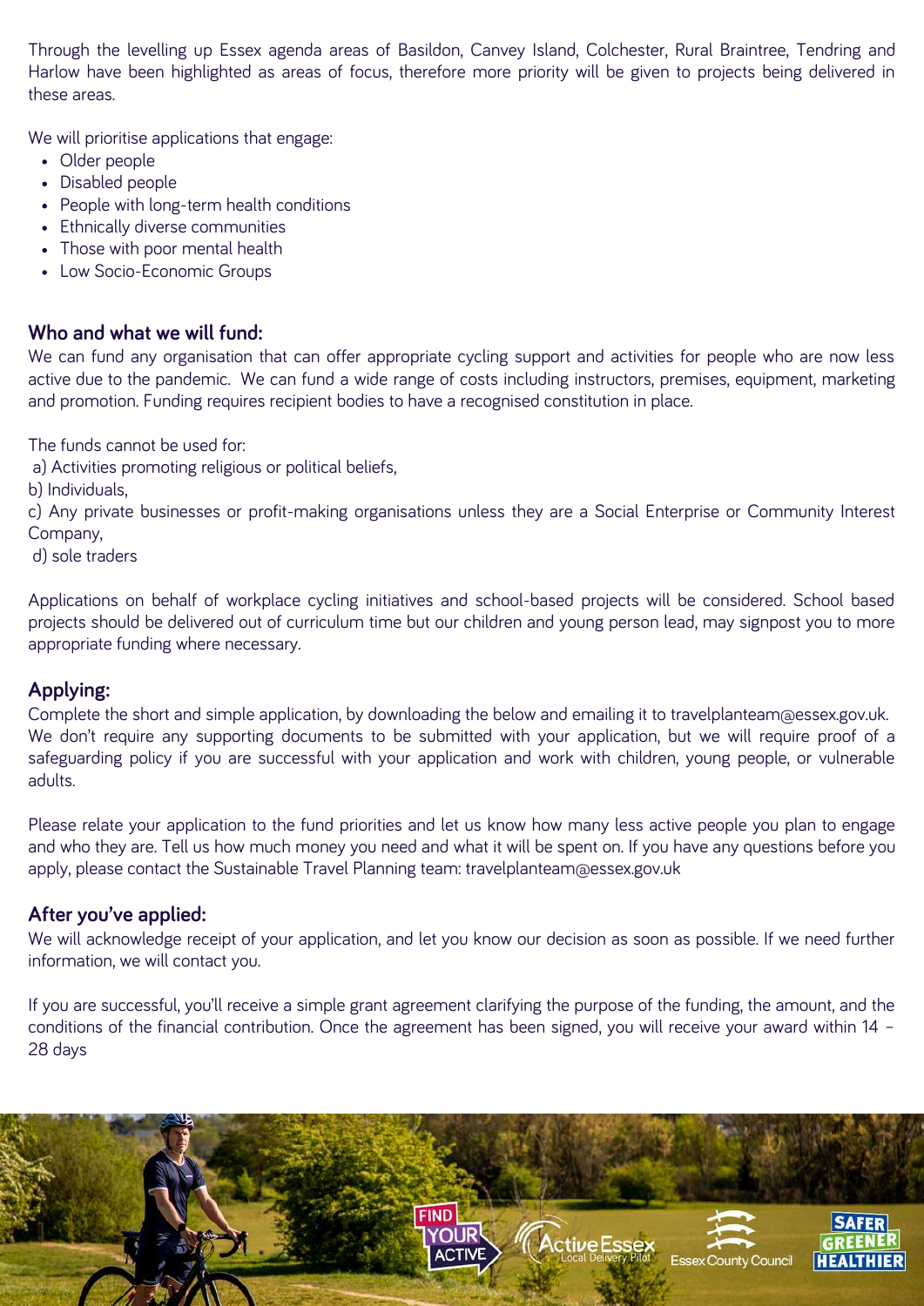Through the levelling up Essex agenda areas of Basildon, Canvey Island, Colchester, Rural Braintree, Tendring and Harlow have been highlighted as areas of focus, therefore more priority will be given to projects being delivered in these areas.

We will prioritise applications that engage:

- Older people
- Disabled people
- People with long-term health conditions
- Ethnically diverse communities
- Those with poor mental health
- Low Socio-Economic Groups

## Who and what we will fund:

We can fund any organisation that can offer appropriate cycling support and activities for people who are now less active due to the pandemic. We can fund a wide range of costs including instructors, premises, equipment, marketing and promotion. Funding requires recipient bodies to have a recognised constitution in place.

The funds cannot be used for:

a) Activities promoting religious or political beliefs,

b) Individuals,

c) Any private businesses or profit-making organisations unless they are a Social Enterprise or Community Interest Company,

d) sole traders

Applications on behalf of workplace cycling initiatives and school-based projects will be considered. School based projects should be delivered out of curriculum time but our children and young person lead, may signpost you to more appropriate funding where necessary.

## Applying:

Complete the short and simple application, by downloading the below and emailing it to travelplanteam@essex.gov.uk. We don't require any supporting documents to be submitted with your application, but we will require proof of a safeguarding policy if you are successful with your application and work with children, young people, or vulnerable adults.

Please relate your application to the fund priorities and let us know how many less active people you plan to engage and who they are. Tell us how much money you need and what it will be spent on. If you have any questions before you apply, please contact the Sustainable Travel Planning team: travelplanteam@essex.gov.uk

## After you've applied:

We will acknowledge receipt of your application, and let you know our decision as soon as possible. If we need further information, we will contact you.

If you are successful, you'll receive a simple grant agreement clarifying the purpose of the funding, the amount, and the conditions of the financial contribution. Once the agreement has been signed, you will receive your award within 14 – 28 days